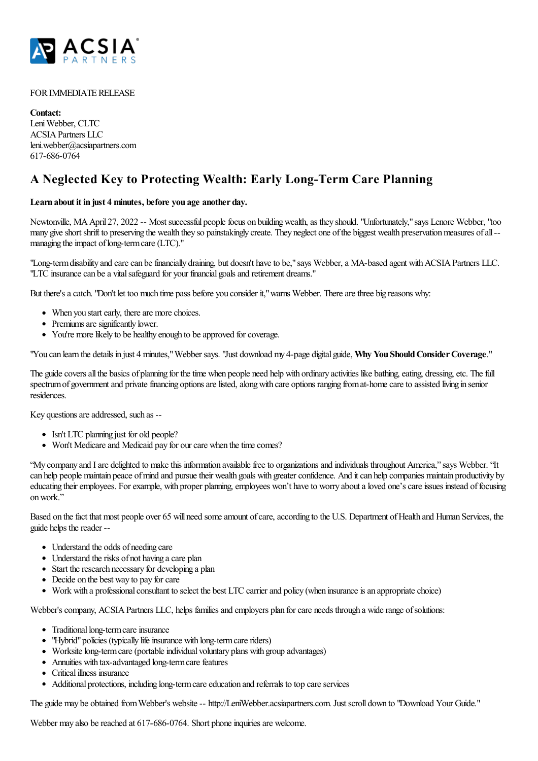FOR IMMEDIATE RELEASE

**Contact:**
Leni Webber, CLTC
ACSIA Partners LLC
leni.webber@acsiapartners.com
617-686-0764

## A Neglected Key to Protecting Wealth: Early Long-Term Care Planning

**Learn about it in just 4 minutes, before you age another day.**

Newtonville, MA April 27, 2022 -- Most successful people focus on building wealth, as they should. "Unfortunately," says Lenore Webber, "too many give short shrift to preserving the wealth they so painstakingly create. They neglect one of the biggest wealth preservation measures of all -- managing the impact of long-term care (LTC)."

"Long-term disability and care can be financially draining, but doesn't have to be," says Webber, a MA-based agent with ACSIA Partners LLC. "LTC insurance can be a vital safeguard for your financial goals and retirement dreams."

But there's a catch. "Don't let too much time pass before you consider it," warns Webber. There are three big reasons why:

- When you start early, there are more choices.
- Premiums are significantly lower.
- You're more likely to be healthy enough to be approved for coverage.

"You can learn the details in just 4 minutes," Webber says. "Just download my 4-page digital guide, **Why You Should Consider Coverage**."

The guide covers all the basics of planning for the time when people need help with ordinary activities like bathing, eating, dressing, etc. The full spectrum of government and private financing options are listed, along with care options ranging from at-home care to assisted living in senior residences.

Key questions are addressed, such as --

- Isn't LTC planning just for old people?
- Won't Medicare and Medicaid pay for our care when the time comes?

“My company and I are delighted to make this information available free to organizations and individuals throughout America,” says Webber. “It can help people maintain peace of mind and pursue their wealth goals with greater confidence. And it can help companies maintain productivity by educating their employees. For example, with proper planning, employees won’t have to worry about a loved one’s care issues instead of focusing on work.”

Based on the fact that most people over 65 will need some amount of care, according to the U.S. Department of Health and Human Services, the guide helps the reader --

- Understand the odds of needing care
- Understand the risks of not having a care plan
- Start the research necessary for developing a plan
- Decide on the best way to pay for care
- Work with a professional consultant to select the best LTC carrier and policy (when insurance is an appropriate choice)

Webber's company, ACSIA Partners LLC, helps families and employers plan for care needs through a wide range of solutions:

- Traditional long-term care insurance
- "Hybrid" policies (typically life insurance with long-term care riders)
- Worksite long-term care (portable individual voluntary plans with group advantages)
- Annuities with tax-advantaged long-term care features
- Critical illness insurance
- Additional protections, including long-term care education and referrals to top care services

The guide may be obtained from Webber's website -- http://LeniWebber.acsiapartners.com. Just scroll down to "Download Your Guide."

Webber may also be reached at 617-686-0764. Short phone inquiries are welcome.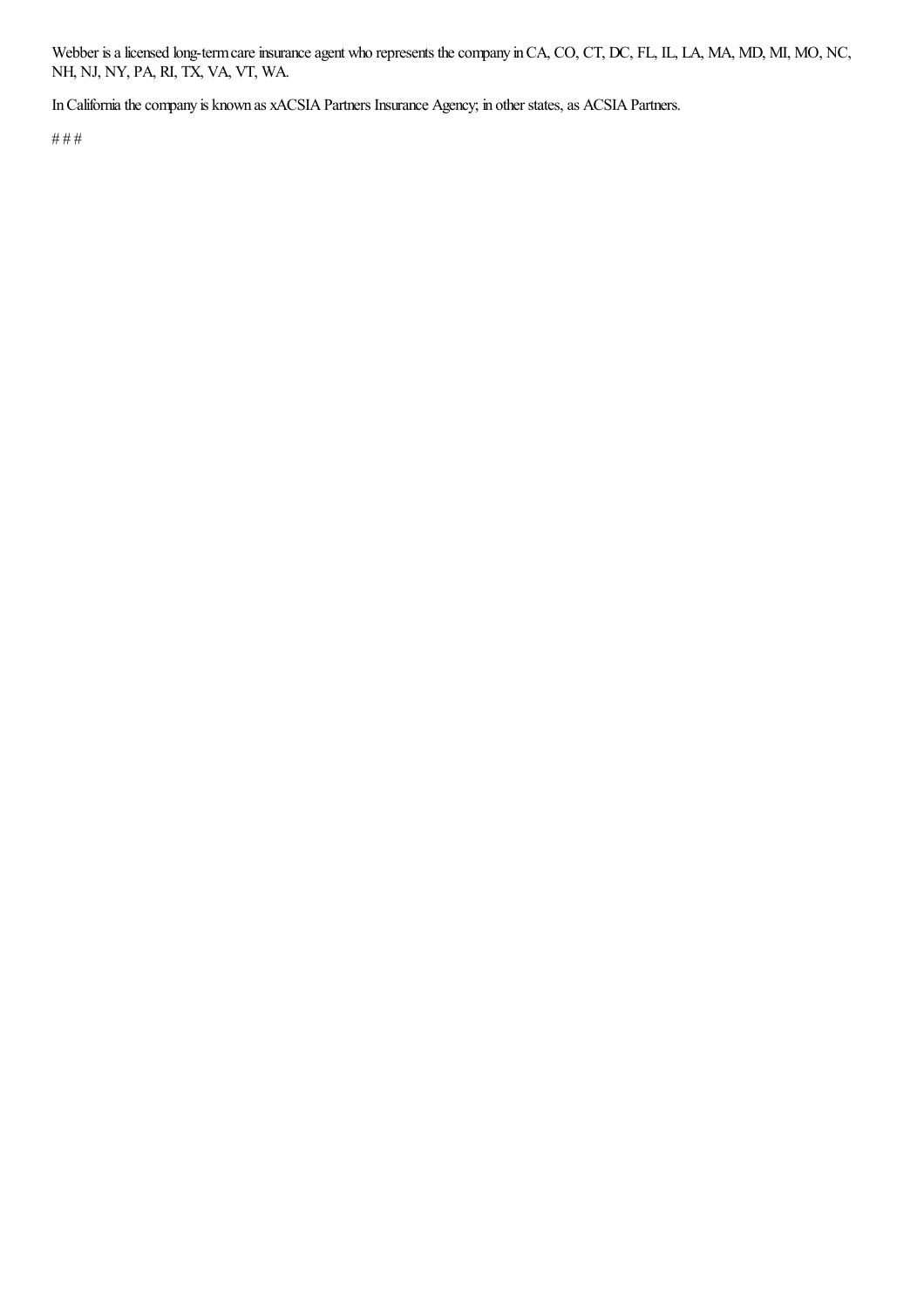Webber is a licensed long-term care insurance agent who represents the company in CA, CO, CT, DC, FL, IL, LA, MA, MD, MI, MO, NC, NH, NJ, NY, PA, RI, TX, VA, VT, WA.

In California the company is known as xACSIA Partners Insurance Agency; in other states, as ACSIA Partners.

# # #